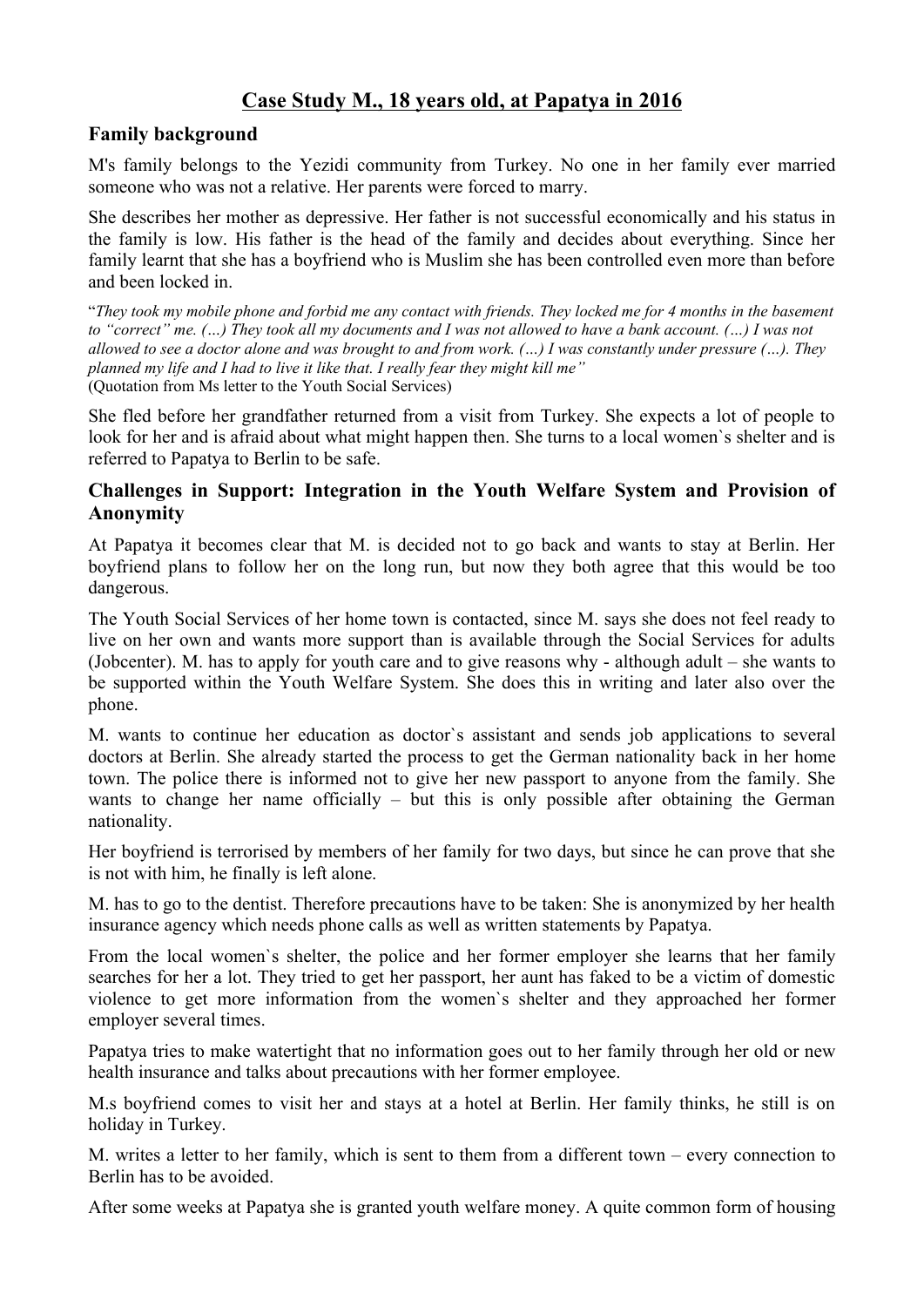# Case Study M., 18 years old, at Papatya in 2016

## Family background

M's family belongs to the Yezidi community from Turkey. No one in her family ever married someone who was not a relative. Her parents were forced to marry.

She describes her mother as depressive. Her father is not successful economically and his status in the family is low. His father is the head of the family and decides about everything. Since her family learnt that she has a boyfriend who is Muslim she has been controlled even more than before and been locked in.

"*They took my mobile phone and forbid me any contact with friends. They locked me for 4 months in the basement to "correct" me. (…) They took all my documents and I was not allowed to have a bank account. (…) I was not allowed to see a doctor alone and was brought to and from work. (…) I was constantly under pressure (…). They planned my life and I had to live it like that. I really fear they might kill me*"
(Quotation from Ms letter to the Youth Social Services)

She fled before her grandfather returned from a visit from Turkey. She expects a lot of people to look for her and is afraid about what might happen then. She turns to a local women`s shelter and is referred to Papatya to Berlin to be safe.

## Challenges in Support: Integration in the Youth Welfare System and Provision of Anonymity

At Papatya it becomes clear that M. is decided not to go back and wants to stay at Berlin. Her boyfriend plans to follow her on the long run, but now they both agree that this would be too dangerous.

The Youth Social Services of her home town is contacted, since M. says she does not feel ready to live on her own and wants more support than is available through the Social Services for adults (Jobcenter). M. has to apply for youth care and to give reasons why - although adult – she wants to be supported within the Youth Welfare System. She does this in writing and later also over the phone.

M. wants to continue her education as doctor`s assistant and sends job applications to several doctors at Berlin. She already started the process to get the German nationality back in her home town. The police there is informed not to give her new passport to anyone from the family. She wants to change her name officially – but this is only possible after obtaining the German nationality.

Her boyfriend is terrorised by members of her family for two days, but since he can prove that she is not with him, he finally is left alone.

M. has to go to the dentist. Therefore precautions have to be taken: She is anonymized by her health insurance agency which needs phone calls as well as written statements by Papatya.

From the local women`s shelter, the police and her former employer she learns that her family searches for her a lot. They tried to get her passport, her aunt has faked to be a victim of domestic violence to get more information from the women`s shelter and they approached her former employer several times.

Papatya tries to make watertight that no information goes out to her family through her old or new health insurance and talks about precautions with her former employee.

M.s boyfriend comes to visit her and stays at a hotel at Berlin. Her family thinks, he still is on holiday in Turkey.

M. writes a letter to her family, which is sent to them from a different town – every connection to Berlin has to be avoided.

After some weeks at Papatya she is granted youth welfare money. A quite common form of housing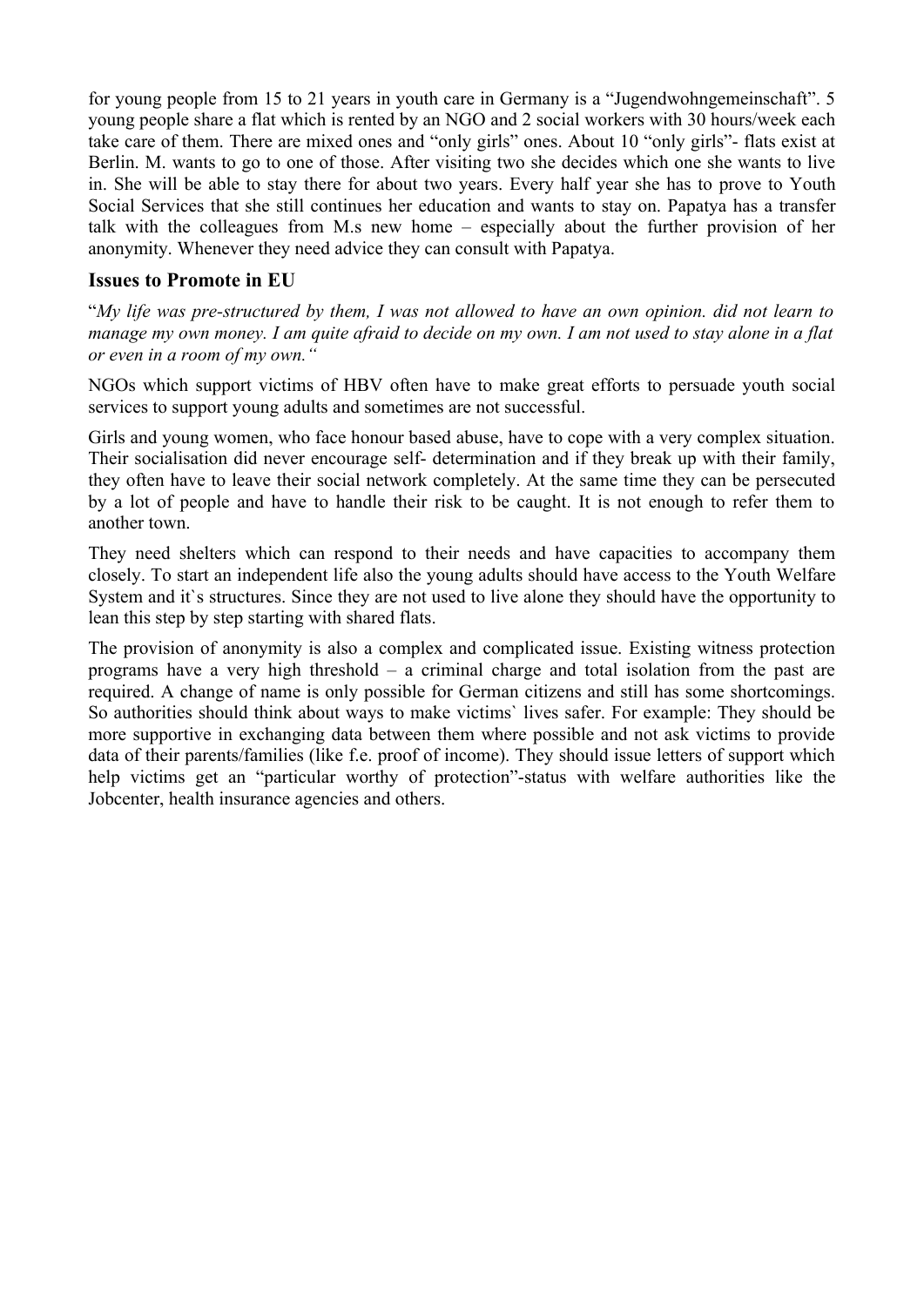for young people from 15 to 21 years in youth care in Germany is a "Jugendwohngemeinschaft". 5 young people share a flat which is rented by an NGO and 2 social workers with 30 hours/week each take care of them. There are mixed ones and "only girls" ones. About 10 "only girls"- flats exist at Berlin. M. wants to go to one of those. After visiting two she decides which one she wants to live in. She will be able to stay there for about two years. Every half year she has to prove to Youth Social Services that she still continues her education and wants to stay on. Papatya has a transfer talk with the colleagues from M.s new home – especially about the further provision of her anonymity. Whenever they need advice they can consult with Papatya.

## Issues to Promote in EU

"*My life was pre-structured by them, I was not allowed to have an own opinion. did not learn to manage my own money. I am quite afraid to decide on my own. I am not used to stay alone in a flat or even in a room of my own.*"

NGOs which support victims of HBV often have to make great efforts to persuade youth social services to support young adults and sometimes are not successful.

Girls and young women, who face honour based abuse, have to cope with a very complex situation. Their socialisation did never encourage self- determination and if they break up with their family, they often have to leave their social network completely. At the same time they can be persecuted by a lot of people and have to handle their risk to be caught. It is not enough to refer them to another town.

They need shelters which can respond to their needs and have capacities to accompany them closely. To start an independent life also the young adults should have access to the Youth Welfare System and it`s structures. Since they are not used to live alone they should have the opportunity to lean this step by step starting with shared flats.

The provision of anonymity is also a complex and complicated issue. Existing witness protection programs have a very high threshold – a criminal charge and total isolation from the past are required. A change of name is only possible for German citizens and still has some shortcomings. So authorities should think about ways to make victims` lives safer. For example: They should be more supportive in exchanging data between them where possible and not ask victims to provide data of their parents/families (like f.e. proof of income). They should issue letters of support which help victims get an "particular worthy of protection"-status with welfare authorities like the Jobcenter, health insurance agencies and others.